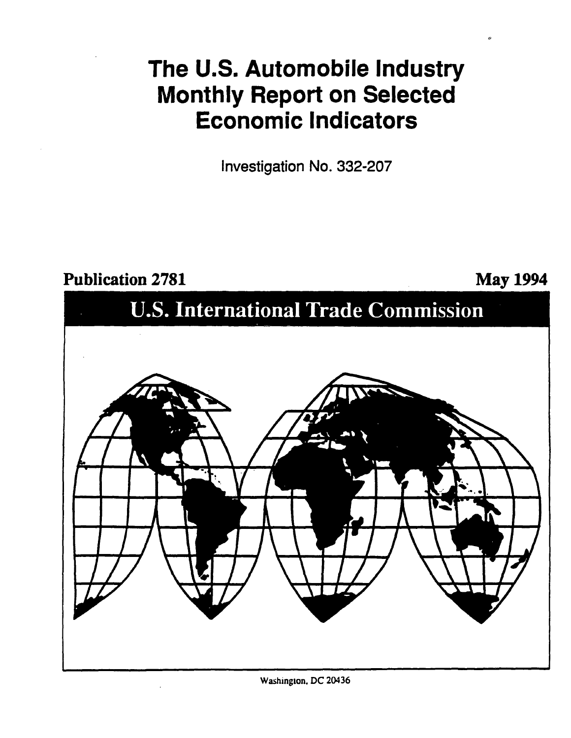# The U.S. Automobile Industry Monthly Report on Selected Economic Indicators

Investigation No. 332-207

**Publication 2781** **May 1994**

## U.S. International Trade Commission

Washington, DC 20436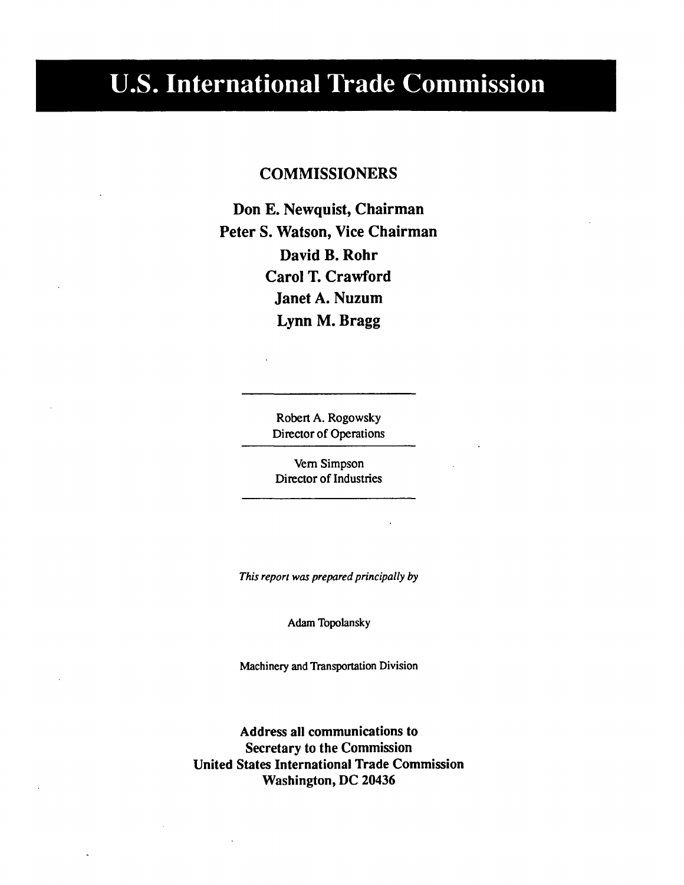# U.S. International Trade Commission

## COMMISSIONERS

**Don E. Newquist, Chairman**
**Peter S. Watson, Vice Chairman**
**David B. Rohr**
**Carol T. Crawford**
**Janet A. Nuzum**
**Lynn M. Bragg**

---

Robert A. Rogowsky
Director of Operations

---

Vern Simpson
Director of Industries

---

*This report was prepared principally by*

Adam Topolansky

Machinery and Transportation Division

**Address all communications to**
**Secretary to the Commission**
**United States International Trade Commission**
**Washington, DC 20436**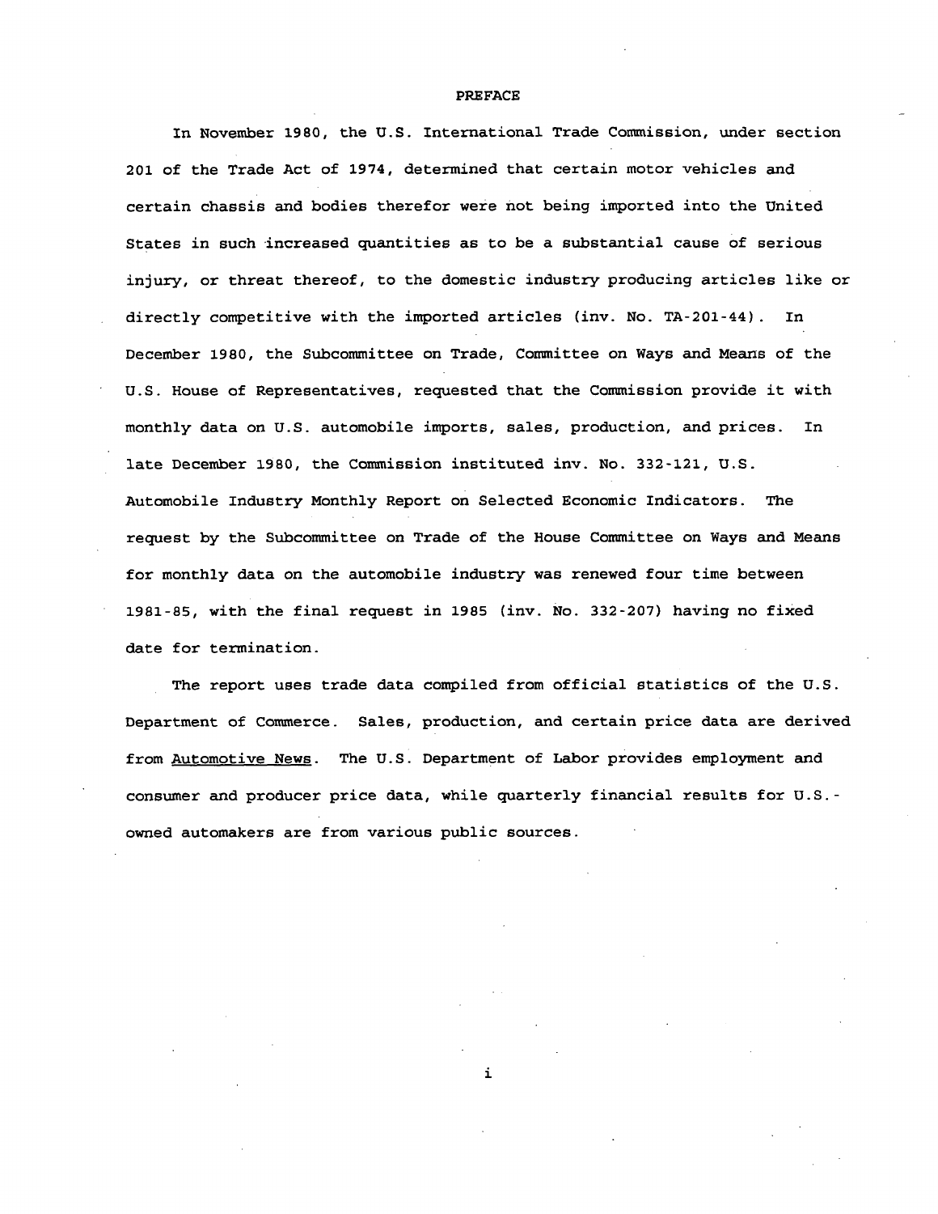# PREFACE

In November 1980, the U.S. International Trade Commission, under section 201 of the Trade Act of 1974, determined that certain motor vehicles and certain chassis and bodies therefor were not being imported into the United States in such increased quantities as to be a substantial cause of serious injury, or threat thereof, to the domestic industry producing articles like or directly competitive with the imported articles (inv. No. TA-201-44). In December 1980, the Subcommittee on Trade, Committee on Ways and Means of the U.S. House of Representatives, requested that the Commission provide it with monthly data on U.S. automobile imports, sales, production, and prices. In late December 1980, the Commission instituted inv. No. 332-121, U.S. Automobile Industry Monthly Report on Selected Economic Indicators. The request by the Subcommittee on Trade of the House Committee on Ways and Means for monthly data on the automobile industry was renewed four time between 1981-85, with the final request in 1985 (inv. No. 332-207) having no fixed date for termination.

The report uses trade data compiled from official statistics of the U.S. Department of Commerce. Sales, production, and certain price data are derived from Automotive News. The U.S. Department of Labor provides employment and consumer and producer price data, while quarterly financial results for U.S.-owned automakers are from various public sources.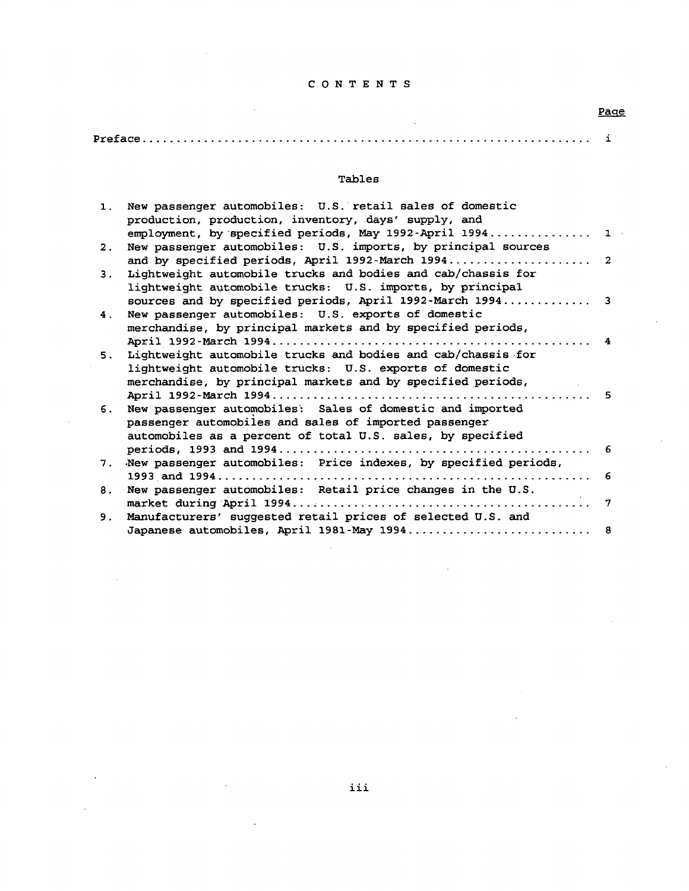# CONTENTS

| | Page |
|---|---|
| Preface | i |

## Tables

| | | |
|---|---|---|
| 1. | New passenger automobiles: U.S. retail sales of domestic production, production, inventory, days' supply, and employment, by specified periods, May 1992-April 1994 | 1 |
| 2. | New passenger automobiles: U.S. imports, by principal sources and by specified periods, April 1992-March 1994 | 2 |
| 3. | Lightweight automobile trucks and bodies and cab/chassis for lightweight automobile trucks: U.S. imports, by principal sources and by specified periods, April 1992-March 1994 | 3 |
| 4. | New passenger automobiles: U.S. exports of domestic merchandise, by principal markets and by specified periods, April 1992-March 1994 | 4 |
| 5. | Lightweight automobile trucks and bodies and cab/chassis for lightweight automobile trucks: U.S. exports of domestic merchandise, by principal markets and by specified periods, April 1992-March 1994 | 5 |
| 6. | New passenger automobiles: Sales of domestic and imported passenger automobiles and sales of imported passenger automobiles as a percent of total U.S. sales, by specified periods, 1993 and 1994 | 6 |
| 7. | New passenger automobiles: Price indexes, by specified periods, 1993 and 1994 | 6 |
| 8. | New passenger automobiles: Retail price changes in the U.S. market during April 1994 | 7 |
| 9. | Manufacturers' suggested retail prices of selected U.S. and Japanese automobiles, April 1981-May 1994 | 8 |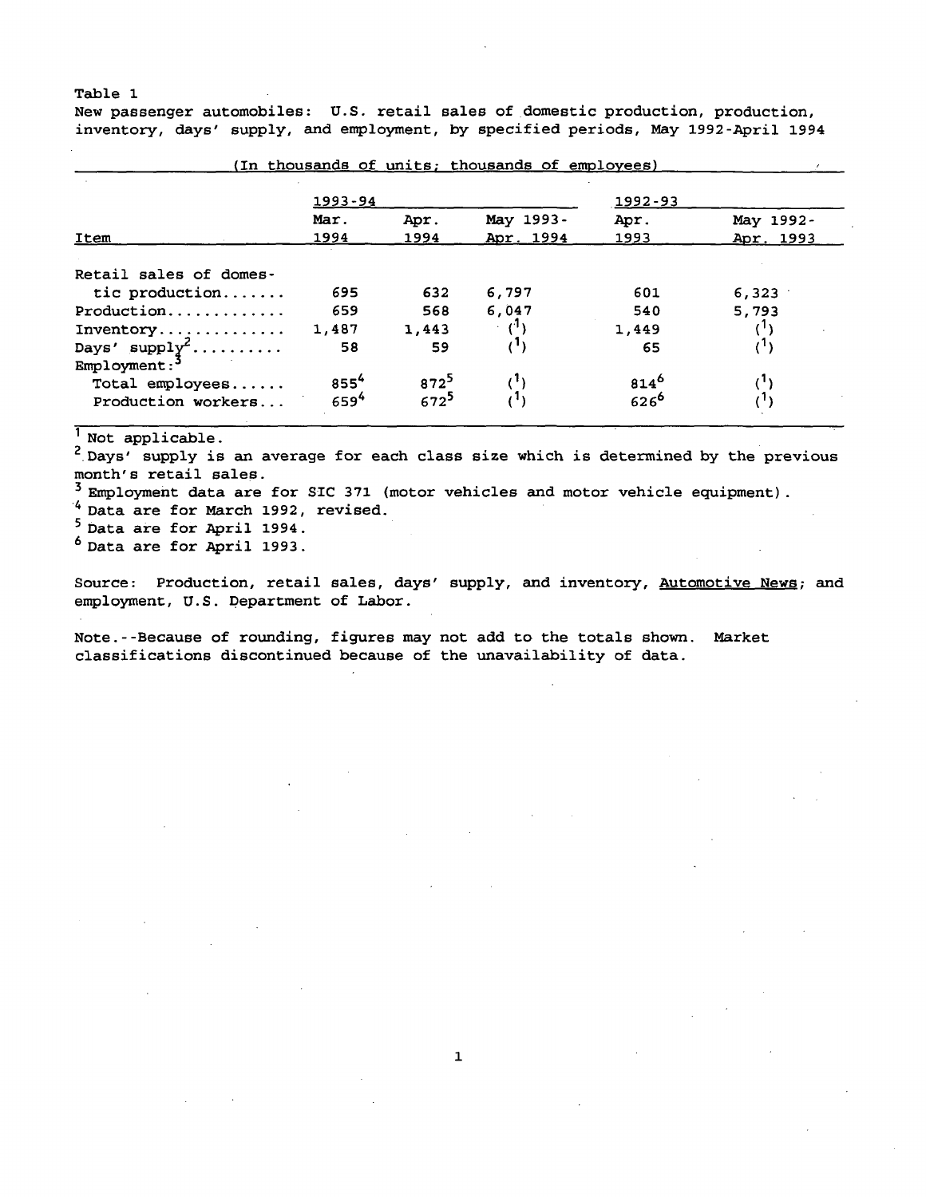Table 1

New passenger automobiles: U.S. retail sales of domestic production, production, inventory, days' supply, and employment, by specified periods, May 1992-April 1994

(In thousands of units; thousands of employees)

| Item | 1993-94 | | | 1992-93 | |
|---|---|---|---|---|---|
| | Mar. 1994 | Apr. 1994 | May 1993-Apr. 1994 | Apr. 1993 | May 1992-Apr. 1993 |
| Retail sales of domestic production....... | 695 | 632 | 6,797 | 601 | 6,323 |
| Production............. | 659 | 568 | 6,047 | 540 | 5,793 |
| Inventory.............. | 1,487 | 1,443 | (1) | 1,449 | (1) |
| Days' supply[2].......... | 58 | 59 | (1) | 65 | (1) |
| Employment:[3] | | | | | |
| Total employees...... | 855[4] | 872[5] | (1) | 814[6] | (1) |
| Production workers... | 659[4] | 672[5] | (1) | 626[6] | (1) |

[1] Not applicable.

[2] Days' supply is an average for each class size which is determined by the previous month's retail sales.

[3] Employment data are for SIC 371 (motor vehicles and motor vehicle equipment).

[4] Data are for March 1992, revised.

[5] Data are for April 1994.

[6] Data are for April 1993.

Source: Production, retail sales, days' supply, and inventory, Automotive News; and employment, U.S. Department of Labor.

Note.--Because of rounding, figures may not add to the totals shown. Market classifications discontinued because of the unavailability of data.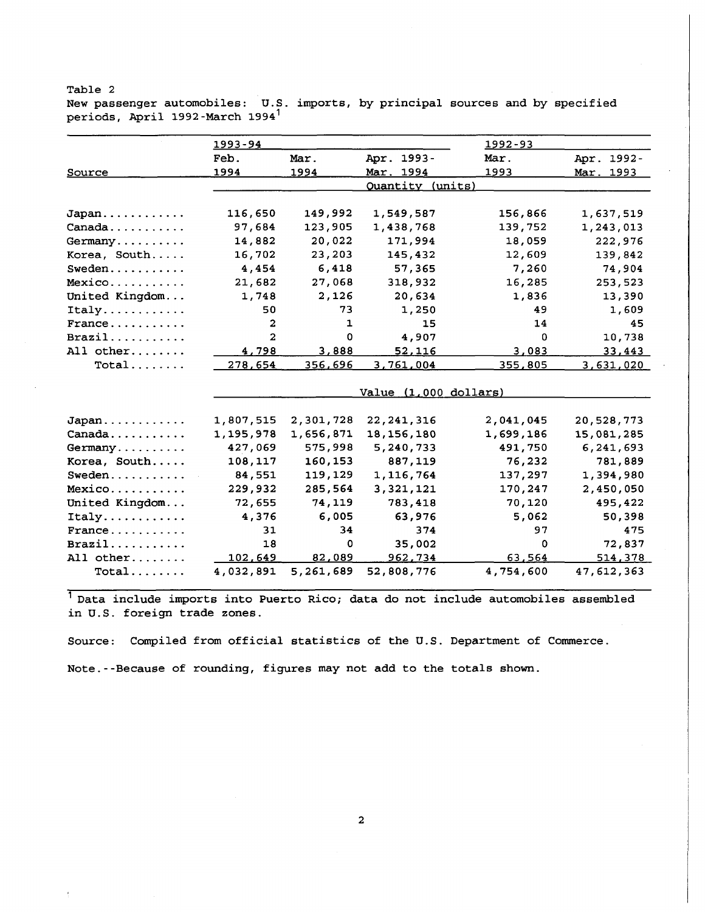Table 2
New passenger automobiles: U.S. imports, by principal sources and by specified periods, April 1992-March 1994[1]

| Source | 1993-94 | | | 1992-93 | |
|---|---|---|---|---|---|
| | Feb. 1994 | Mar. 1994 | Apr. 1993-Mar. 1994 | Mar. 1993 | Apr. 1992-Mar. 1993 |
| | Quantity (units) | | | | |
| Japan | 116,650 | 149,992 | 1,549,587 | 156,866 | 1,637,519 |
| Canada | 97,684 | 123,905 | 1,438,768 | 139,752 | 1,243,013 |
| Germany | 14,882 | 20,022 | 171,994 | 18,059 | 222,976 |
| Korea, South | 16,702 | 23,203 | 145,432 | 12,609 | 139,842 |
| Sweden | 4,454 | 6,418 | 57,365 | 7,260 | 74,904 |
| Mexico | 21,682 | 27,068 | 318,932 | 16,285 | 253,523 |
| United Kingdom | 1,748 | 2,126 | 20,634 | 1,836 | 13,390 |
| Italy | 50 | 73 | 1,250 | 49 | 1,609 |
| France | 2 | 1 | 15 | 14 | 45 |
| Brazil | 2 | 0 | 4,907 | 0 | 10,738 |
| All other | 4,798 | 3,888 | 52,116 | 3,083 | 33,443 |
| Total | 278,654 | 356,696 | 3,761,004 | 355,805 | 3,631,020 |
| | Value (1,000 dollars) | | | | |
| Japan | 1,807,515 | 2,301,728 | 22,241,316 | 2,041,045 | 20,528,773 |
| Canada | 1,195,978 | 1,656,871 | 18,156,180 | 1,699,186 | 15,081,285 |
| Germany | 427,069 | 575,998 | 5,240,733 | 491,750 | 6,241,693 |
| Korea, South | 108,117 | 160,153 | 887,119 | 76,232 | 781,889 |
| Sweden | 84,551 | 119,129 | 1,116,764 | 137,297 | 1,394,980 |
| Mexico | 229,932 | 285,564 | 3,321,121 | 170,247 | 2,450,050 |
| United Kingdom | 72,655 | 74,119 | 783,418 | 70,120 | 495,422 |
| Italy | 4,376 | 6,005 | 63,976 | 5,062 | 50,398 |
| France | 31 | 34 | 374 | 97 | 475 |
| Brazil | 18 | 0 | 35,002 | 0 | 72,837 |
| All other | 102,649 | 82,089 | 962,734 | 63,564 | 514,378 |
| Total | 4,032,891 | 5,261,689 | 52,808,776 | 4,754,600 | 47,612,363 |

[1] Data include imports into Puerto Rico; data do not include automobiles assembled in U.S. foreign trade zones.

Source: Compiled from official statistics of the U.S. Department of Commerce.

Note.--Because of rounding, figures may not add to the totals shown.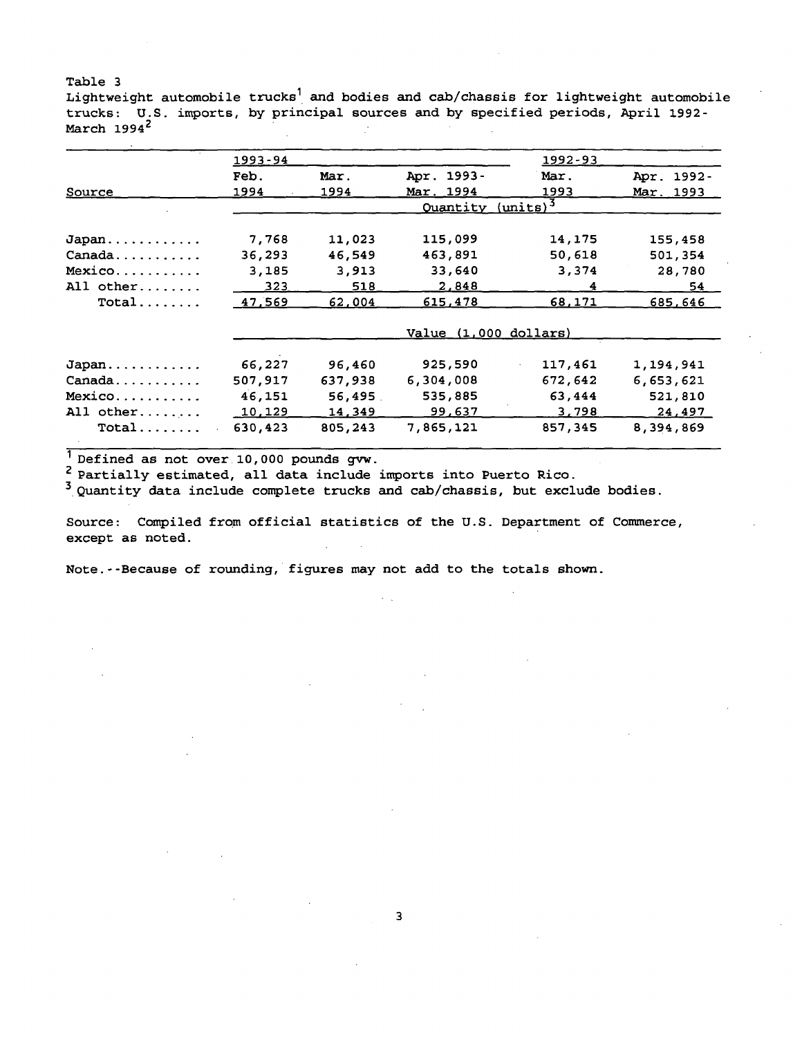Table 3
Lightweight automobile trucks[1] and bodies and cab/chassis for lightweight automobile trucks: U.S. imports, by principal sources and by specified periods, April 1992-March 1994[2]

| | 1993-94 | | | 1992-93 | |
|---|---|---|---|---|---|
| Source | Feb. 1994 | Mar. 1994 | Apr. 1993-Mar. 1994 | Mar. 1993 | Apr. 1992-Mar. 1993 |
| | Quantity (units)[3] | | | | |
| Japan | 7,768 | 11,023 | 115,099 | 14,175 | 155,458 |
| Canada | 36,293 | 46,549 | 463,891 | 50,618 | 501,354 |
| Mexico | 3,185 | 3,913 | 33,640 | 3,374 | 28,780 |
| All other | 323 | 518 | 2,848 | 4 | 54 |
| Total | 47,569 | 62,004 | 615,478 | 68,171 | 685,646 |
| | Value (1,000 dollars) | | | | |
| Japan | 66,227 | 96,460 | 925,590 | 117,461 | 1,194,941 |
| Canada | 507,917 | 637,938 | 6,304,008 | 672,642 | 6,653,621 |
| Mexico | 46,151 | 56,495 | 535,885 | 63,444 | 521,810 |
| All other | 10,129 | 14,349 | 99,637 | 3,798 | 24,497 |
| Total | 630,423 | 805,243 | 7,865,121 | 857,345 | 8,394,869 |

[1] Defined as not over 10,000 pounds gvw.
[2] Partially estimated, all data include imports into Puerto Rico.
[3] Quantity data include complete trucks and cab/chassis, but exclude bodies.

Source: Compiled from official statistics of the U.S. Department of Commerce, except as noted.

Note.--Because of rounding, figures may not add to the totals shown.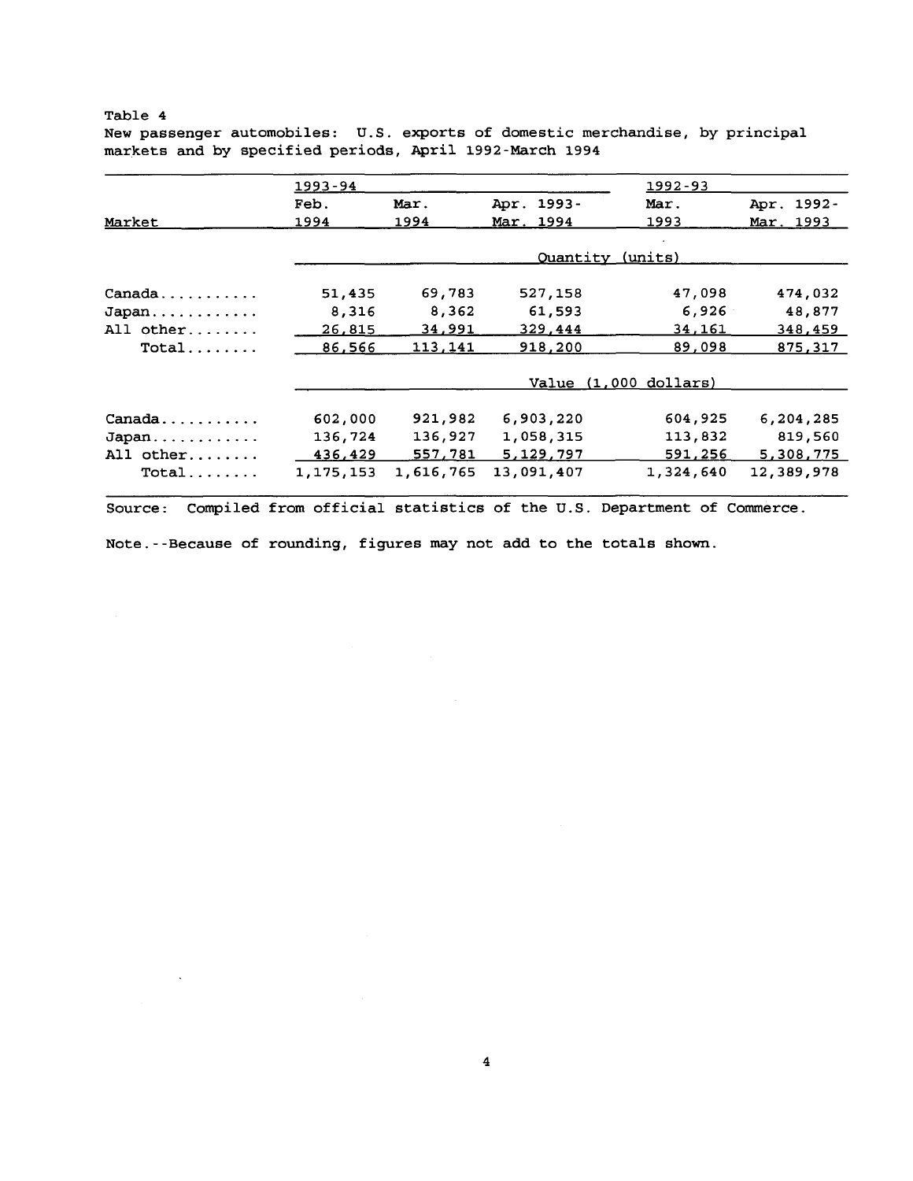Table 4
New passenger automobiles: U.S. exports of domestic merchandise, by principal markets and by specified periods, April 1992-March 1994

| Market | 1993-94 | | | 1992-93 | |
|---|---|---|---|---|---|
| | Feb. 1994 | Mar. 1994 | Apr. 1993-Mar. 1994 | Mar. 1993 | Apr. 1992-Mar. 1993 |
| | Quantity (units) | | | | |
| Canada | 51,435 | 69,783 | 527,158 | 47,098 | 474,032 |
| Japan | 8,316 | 8,362 | 61,593 | 6,926 | 48,877 |
| All other | 26,815 | 34,991 | 329,444 | 34,161 | 348,459 |
| Total | 86,566 | 113,141 | 918,200 | 89,098 | 875,317 |
| | Value (1,000 dollars) | | | | |
| Canada | 602,000 | 921,982 | 6,903,220 | 604,925 | 6,204,285 |
| Japan | 136,724 | 136,927 | 1,058,315 | 113,832 | 819,560 |
| All other | 436,429 | 557,781 | 5,129,797 | 591,256 | 5,308,775 |
| Total | 1,175,153 | 1,616,765 | 13,091,407 | 1,324,640 | 12,389,978 |

Source: Compiled from official statistics of the U.S. Department of Commerce.

Note.--Because of rounding, figures may not add to the totals shown.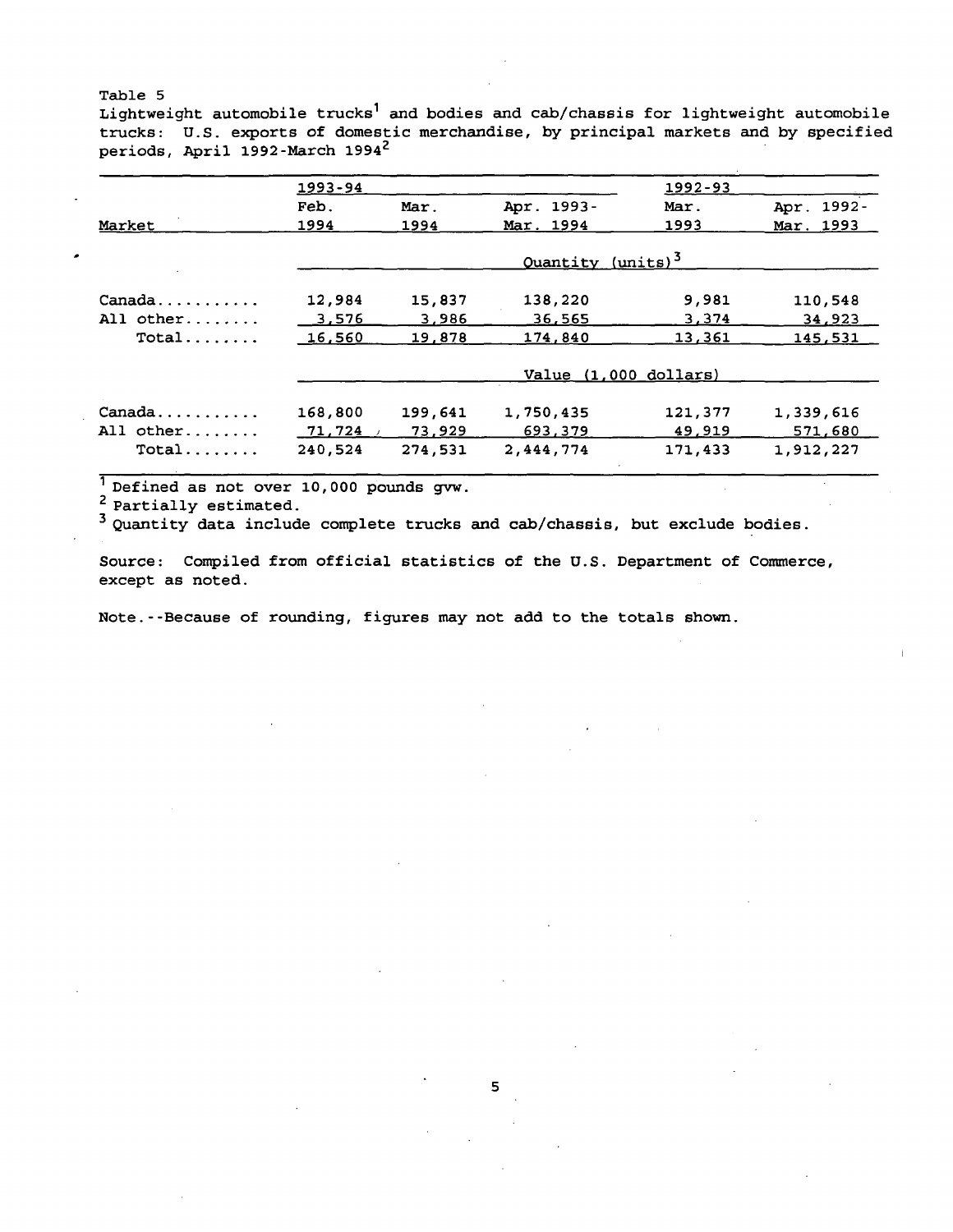Table 5

Lightweight automobile trucks[1] and bodies and cab/chassis for lightweight automobile trucks: U.S. exports of domestic merchandise, by principal markets and by specified periods, April 1992-March 1994[2]

| Market | 1993-94 Feb. 1994 | Mar. 1994 | Apr. 1993-Mar. 1994 | 1992-93 Mar. 1993 | Apr. 1992-Mar. 1993 |
|---|---|---|---|---|---|
| | Quantity (units)[3] | | | | |
| Canada | 12,984 | 15,837 | 138,220 | 9,981 | 110,548 |
| All other | 3,576 | 3,986 | 36,565 | 3,374 | 34,923 |
| Total | 16,560 | 19,878 | 174,840 | 13,361 | 145,531 |
| | Value (1,000 dollars) | | | | |
| Canada | 168,800 | 199,641 | 1,750,435 | 121,377 | 1,339,616 |
| All other | 71,724 | 73,929 | 693,379 | 49,919 | 571,680 |
| Total | 240,524 | 274,531 | 2,444,774 | 171,433 | 1,912,227 |

[1] Defined as not over 10,000 pounds gvw.

[2] Partially estimated.

[3] Quantity data include complete trucks and cab/chassis, but exclude bodies.

Source: Compiled from official statistics of the U.S. Department of Commerce, except as noted.

Note.--Because of rounding, figures may not add to the totals shown.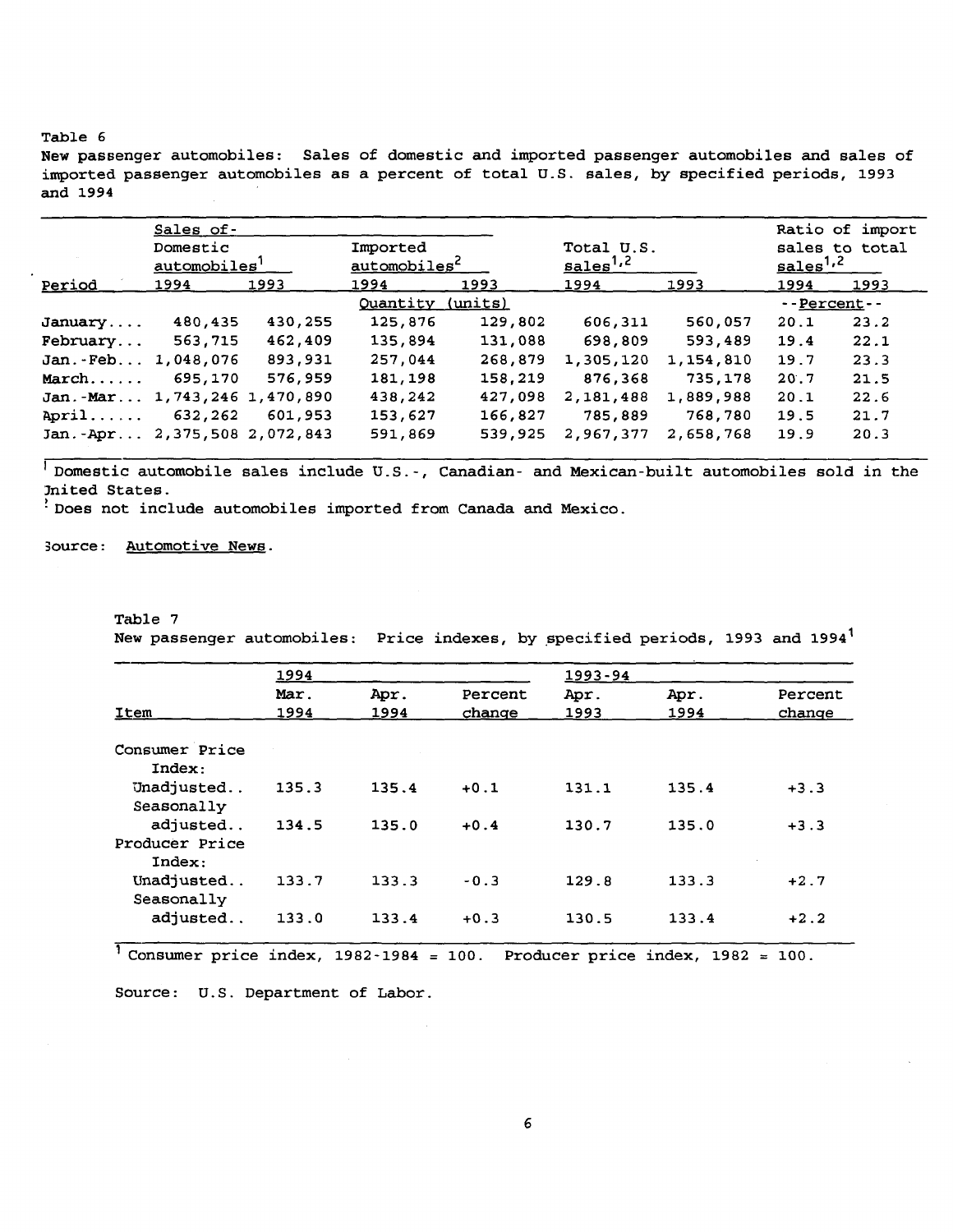Table 6

New passenger automobiles: Sales of domestic and imported passenger automobiles and sales of imported passenger automobiles as a percent of total U.S. sales, by specified periods, 1993 and 1994

| | Sales of- | | | | | | Ratio of import sales to total sales[1,2] | |
|---|---|---|---|---|---|---|---|---|
| | Domestic automobiles[1] | | Imported automobiles[2] | | Total U.S. sales[1,2] | | | |
| Period | 1994 | 1993 | 1994 | 1993 | 1994 | 1993 | 1994 | 1993 |
| | Quantity (units) | | | | | | --Percent-- | |
| January.... | 480,435 | 430,255 | 125,876 | 129,802 | 606,311 | 560,057 | 20.1 | 23.2 |
| February... | 563,715 | 462,409 | 135,894 | 131,088 | 698,809 | 593,489 | 19.4 | 22.1 |
| Jan.-Feb... | 1,048,076 | 893,931 | 257,044 | 268,879 | 1,305,120 | 1,154,810 | 19.7 | 23.3 |
| March...... | 695,170 | 576,959 | 181,198 | 158,219 | 876,368 | 735,178 | 20.7 | 21.5 |
| Jan.-Mar... | 1,743,246 | 1,470,890 | 438,242 | 427,098 | 2,181,488 | 1,889,988 | 20.1 | 22.6 |
| April...... | 632,262 | 601,953 | 153,627 | 166,827 | 785,889 | 768,780 | 19.5 | 21.7 |
| Jan.-Apr... | 2,375,508 | 2,072,843 | 591,869 | 539,925 | 2,967,377 | 2,658,768 | 19.9 | 20.3 |

[1] Domestic automobile sales include U.S.-, Canadian- and Mexican-built automobiles sold in the United States.

[2] Does not include automobiles imported from Canada and Mexico.

Source: Automotive News.

Table 7

New passenger automobiles: Price indexes, by specified periods, 1993 and 1994[1]

| | 1994 | | | 1993-94 | | |
|---|---|---|---|---|---|---|
| Item | Mar. 1994 | Apr. 1994 | Percent change | Apr. 1993 | Apr. 1994 | Percent change |
| Consumer Price Index: | | | | | | |
| Unadjusted.. | 135.3 | 135.4 | +0.1 | 131.1 | 135.4 | +3.3 |
| Seasonally adjusted.. | 134.5 | 135.0 | +0.4 | 130.7 | 135.0 | +3.3 |
| Producer Price Index: | | | | | | |
| Unadjusted.. | 133.7 | 133.3 | -0.3 | 129.8 | 133.3 | +2.7 |
| Seasonally adjusted.. | 133.0 | 133.4 | +0.3 | 130.5 | 133.4 | +2.2 |

[1] Consumer price index, 1982-1984 = 100. Producer price index, 1982 = 100.

Source: U.S. Department of Labor.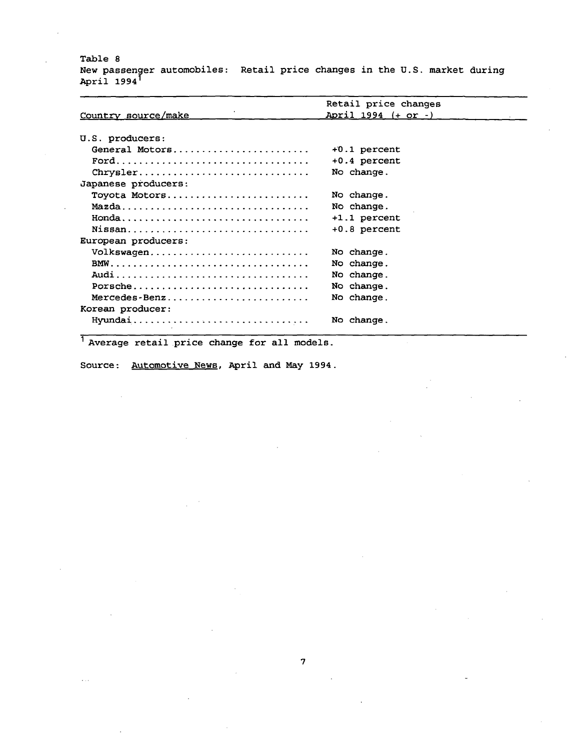Table 8
New passenger automobiles: Retail price changes in the U.S. market during April 1994[1]

| Country source/make | Retail price changes April 1994 (+ or -) |
|---|---|
| U.S. producers: | |
| General Motors | +0.1 percent |
| Ford | +0.4 percent |
| Chrysler | No change. |
| Japanese producers: | |
| Toyota Motors | No change. |
| Mazda | No change. |
| Honda | +1.1 percent |
| Nissan | +0.8 percent |
| European producers: | |
| Volkswagen | No change. |
| BMW | No change. |
| Audi | No change. |
| Porsche | No change. |
| Mercedes-Benz | No change. |
| Korean producer: | |
| Hyundai | No change. |

[1] Average retail price change for all models.

Source: Automotive News, April and May 1994.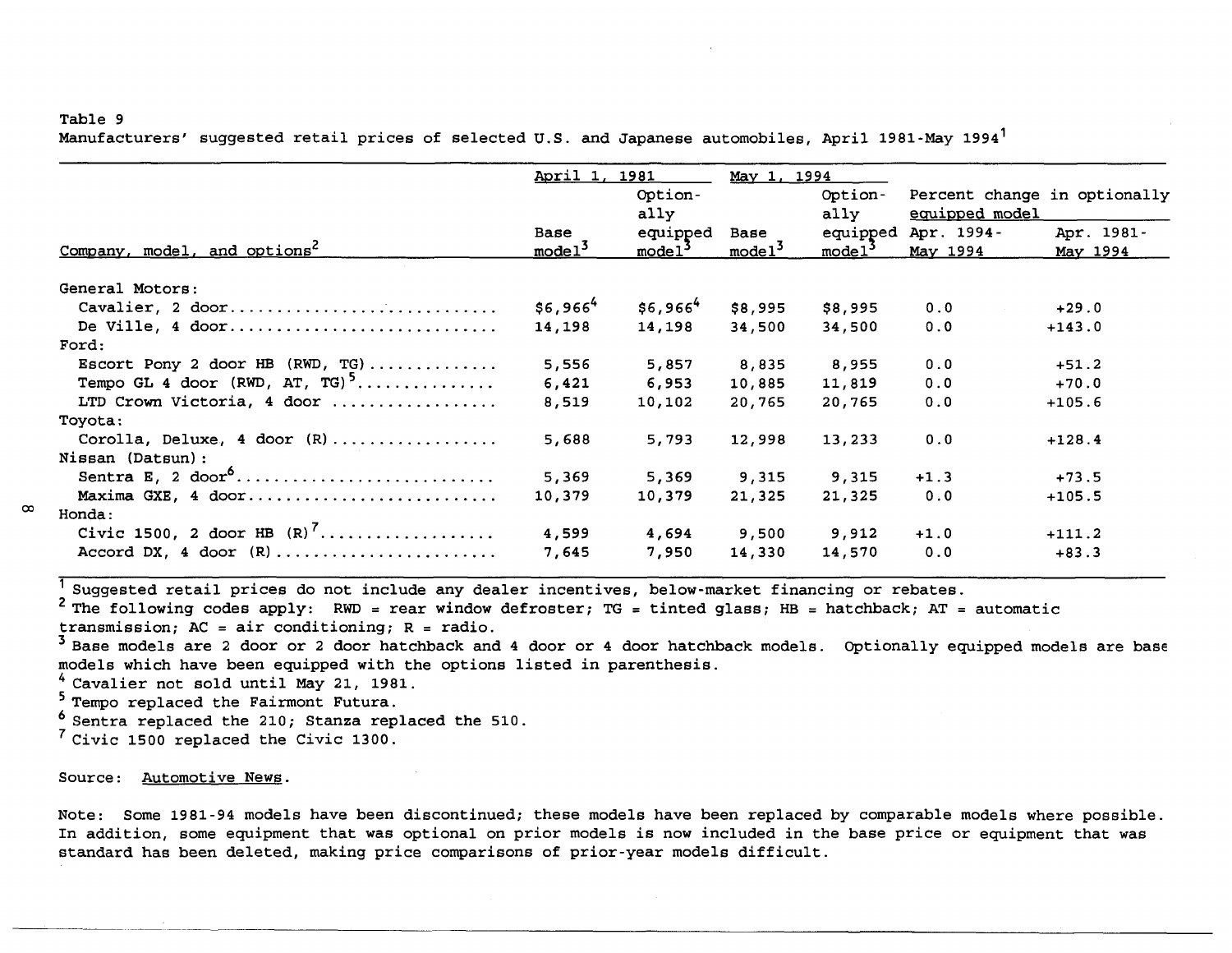Table 9
Manufacturers' suggested retail prices of selected U.S. and Japanese automobiles, April 1981-May 1994[1]

| Company, model, and options[2] | April 1, 1981 | | May 1, 1994 | | Percent change in optionally equipped model | |
|---|---|---|---|---|---|---|
| | Base model[3] | Optionally equipped model[3] | Base model[3] | Optionally equipped model[3] | Apr. 1994-May 1994 | Apr. 1981-May 1994 |
| General Motors: | | | | | | |
| Cavalier, 2 door | $6,966[4] | $6,966[4] | $8,995 | $8,995 | 0.0 | +29.0 |
| De Ville, 4 door | 14,198 | 14,198 | 34,500 | 34,500 | 0.0 | +143.0 |
| Ford: | | | | | | |
| Escort Pony 2 door HB (RWD, TG) | 5,556 | 5,857 | 8,835 | 8,955 | 0.0 | +51.2 |
| Tempo GL 4 door (RWD, AT, TG)[5] | 6,421 | 6,953 | 10,885 | 11,819 | 0.0 | +70.0 |
| LTD Crown Victoria, 4 door | 8,519 | 10,102 | 20,765 | 20,765 | 0.0 | +105.6 |
| Toyota: | | | | | | |
| Corolla, Deluxe, 4 door (R) | 5,688 | 5,793 | 12,998 | 13,233 | 0.0 | +128.4 |
| Nissan (Datsun): | | | | | | |
| Sentra E, 2 door[6] | 5,369 | 5,369 | 9,315 | 9,315 | +1.3 | +73.5 |
| Maxima GXE, 4 door | 10,379 | 10,379 | 21,325 | 21,325 | 0.0 | +105.5 |
| Honda: | | | | | | |
| Civic 1500, 2 door HB (R)[7] | 4,599 | 4,694 | 9,500 | 9,912 | +1.0 | +111.2 |
| Accord DX, 4 door (R) | 7,645 | 7,950 | 14,330 | 14,570 | 0.0 | +83.3 |

[1] Suggested retail prices do not include any dealer incentives, below-market financing or rebates.
[2] The following codes apply: RWD = rear window defroster; TG = tinted glass; HB = hatchback; AT = automatic transmission; AC = air conditioning; R = radio.
[3] Base models are 2 door or 2 door hatchback and 4 door or 4 door hatchback models. Optionally equipped models are base models which have been equipped with the options listed in parenthesis.
[4] Cavalier not sold until May 21, 1981.
[5] Tempo replaced the Fairmont Futura.
[6] Sentra replaced the 210; Stanza replaced the 510.
[7] Civic 1500 replaced the Civic 1300.

Source: Automotive News.

Note: Some 1981-94 models have been discontinued; these models have been replaced by comparable models where possible. In addition, some equipment that was optional on prior models is now included in the base price or equipment that was standard has been deleted, making price comparisons of prior-year models difficult.